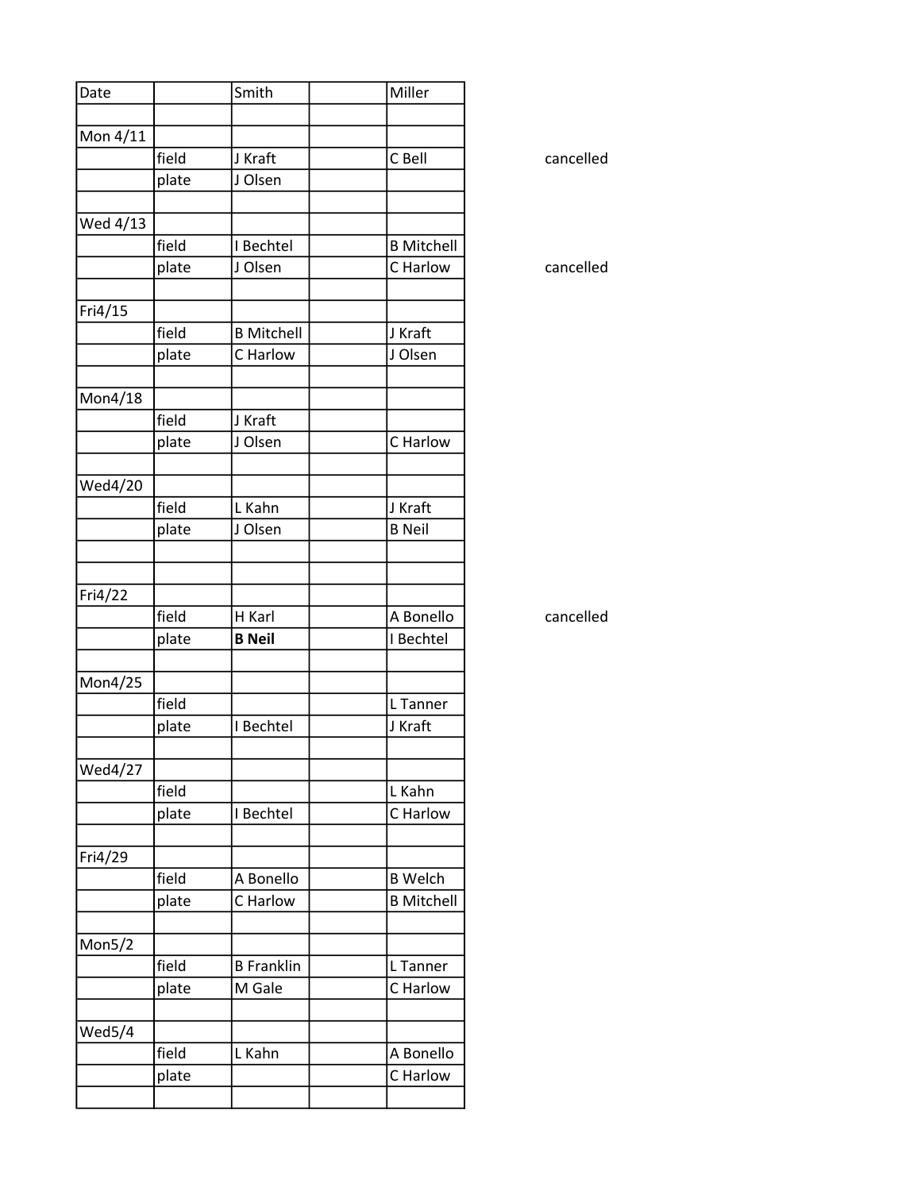| Date | | Smith | | Miller | |
|---|---|---|---|---|---|
| | | | | | |
| Mon 4/11 | | | | | |
| | field | J Kraft | | C Bell | cancelled |
| | plate | J Olsen | | | |
| | | | | | |
| Wed 4/13 | | | | | |
| | field | I Bechtel | | B Mitchell | |
| | plate | J Olsen | | C Harlow | cancelled |
| | | | | | |
| Fri4/15 | | | | | |
| | field | B Mitchell | | J Kraft | |
| | plate | C Harlow | | J Olsen | |
| | | | | | |
| Mon4/18 | | | | | |
| | field | J Kraft | | | |
| | plate | J Olsen | | C Harlow | |
| | | | | | |
| Wed4/20 | | | | | |
| | field | L Kahn | | J Kraft | |
| | plate | J Olsen | | B Neil | |
| | | | | | |
| | | | | | |
| Fri4/22 | | | | | |
| | field | H Karl | | A Bonello | cancelled |
| | plate | **B Neil** | | I Bechtel | |
| | | | | | |
| Mon4/25 | | | | | |
| | field | | | L Tanner | |
| | plate | I Bechtel | | J Kraft | |
| | | | | | |
| Wed4/27 | | | | | |
| | field | | | L Kahn | |
| | plate | I Bechtel | | C Harlow | |
| | | | | | |
| Fri4/29 | | | | | |
| | field | A Bonello | | B Welch | |
| | plate | C Harlow | | B Mitchell | |
| | | | | | |
| Mon5/2 | | | | | |
| | field | B Franklin | | L Tanner | |
| | plate | M Gale | | C Harlow | |
| | | | | | |
| Wed5/4 | | | | | |
| | field | L Kahn | | A Bonello | |
| | plate | | | C Harlow | |
| | | | | | |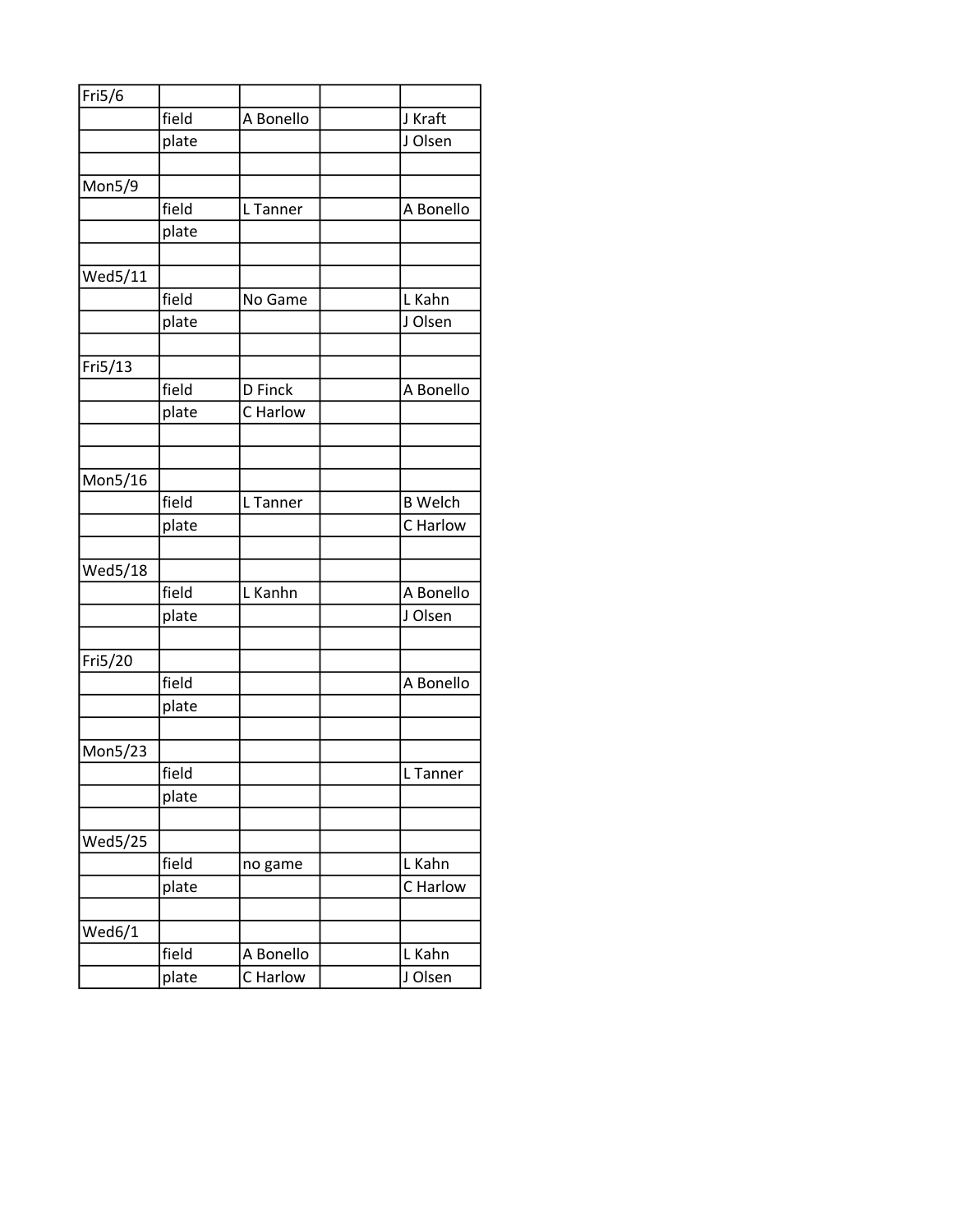| | | | | |
|---|---|---|---|---|
| Fri5/6 | | | | |
| | field | A Bonello | | J Kraft |
| | plate | | | J Olsen |
| | | | | |
| Mon5/9 | | | | |
| | field | L Tanner | | A Bonello |
| | plate | | | |
| | | | | |
| Wed5/11 | | | | |
| | field | No Game | | L Kahn |
| | plate | | | J Olsen |
| | | | | |
| Fri5/13 | | | | |
| | field | D Finck | | A Bonello |
| | plate | C Harlow | | |
| | | | | |
| | | | | |
| Mon5/16 | | | | |
| | field | L Tanner | | B Welch |
| | plate | | | C Harlow |
| | | | | |
| Wed5/18 | | | | |
| | field | L Kanhn | | A Bonello |
| | plate | | | J Olsen |
| | | | | |
| Fri5/20 | | | | |
| | field | | | A Bonello |
| | plate | | | |
| | | | | |
| Mon5/23 | | | | |
| | field | | | L Tanner |
| | plate | | | |
| | | | | |
| Wed5/25 | | | | |
| | field | no game | | L Kahn |
| | plate | | | C Harlow |
| | | | | |
| Wed6/1 | | | | |
| | field | A Bonello | | L Kahn |
| | plate | C Harlow | | J Olsen |